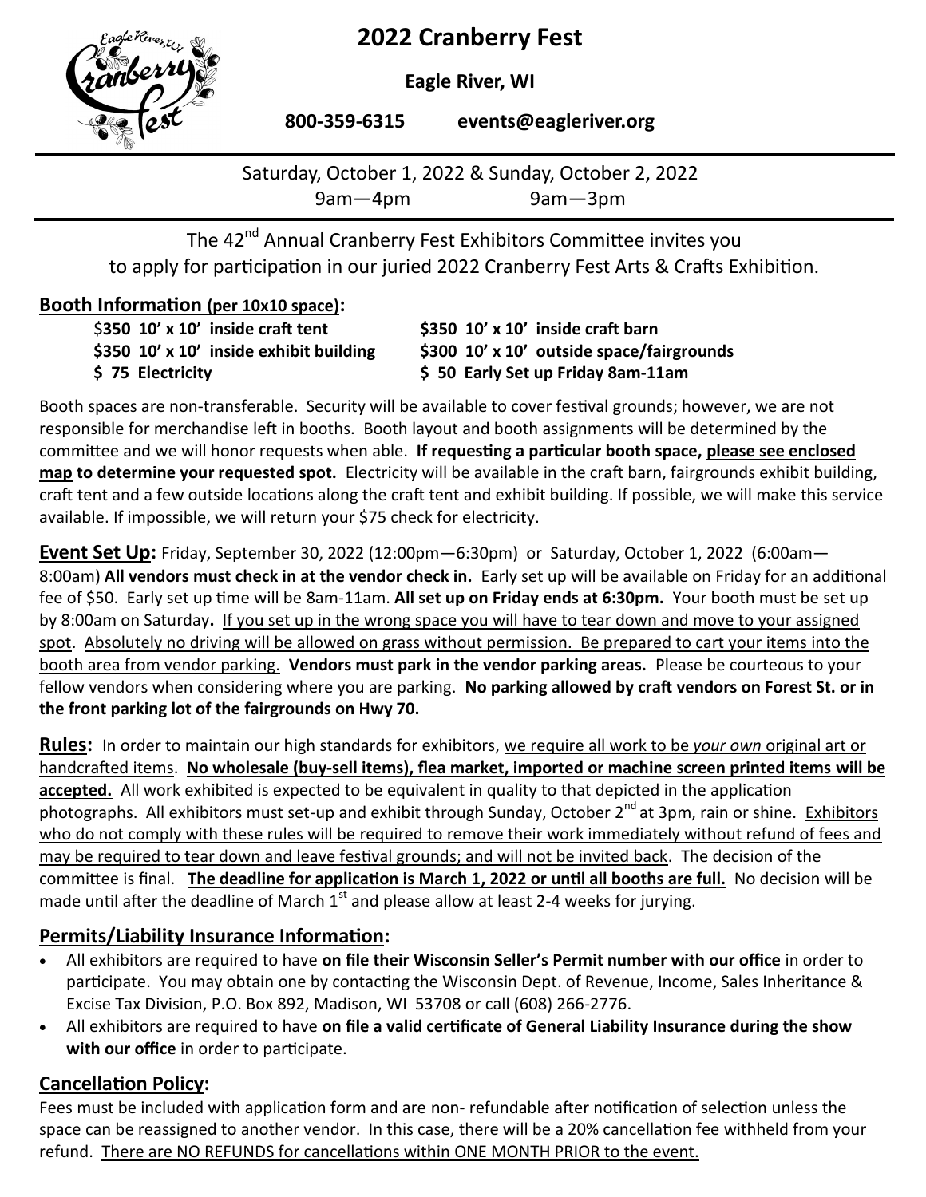# 2022 Cranberry Fest

**Eagle River, WI**

**800-359-6315 events@eagleriver.org**

Saturday, October 1, 2022 & Sunday, October 2, 2022
9am—4pm 9am—3pm

The 42nd Annual Cranberry Fest Exhibitors Committee invites you to apply for participation in our juried 2022 Cranberry Fest Arts & Crafts Exhibition.

## Booth Information (per 10x10 space):

| | |
|---|---|
| **$350 10' x 10' inside craft tent** | **$350 10' x 10' inside craft barn** |
| **$350 10' x 10' inside exhibit building** | **$300 10' x 10' outside space/fairgrounds** |
| **$ 75 Electricity** | **$ 50 Early Set up Friday 8am-11am** |

Booth spaces are non-transferable. Security will be available to cover festival grounds; however, we are not responsible for merchandise left in booths. Booth layout and booth assignments will be determined by the committee and we will honor requests when able. **If requesting a particular booth space, please see enclosed map to determine your requested spot.** Electricity will be available in the craft barn, fairgrounds exhibit building, craft tent and a few outside locations along the craft tent and exhibit building. If possible, we will make this service available. If impossible, we will return your $75 check for electricity.

**Event Set Up:** Friday, September 30, 2022 (12:00pm—6:30pm) or Saturday, October 1, 2022 (6:00am—8:00am) **All vendors must check in at the vendor check in.** Early set up will be available on Friday for an additional fee of $50. Early set up time will be 8am-11am. **All set up on Friday ends at 6:30pm.** Your booth must be set up by 8:00am on Saturday**.** If you set up in the wrong space you will have to tear down and move to your assigned spot. Absolutely no driving will be allowed on grass without permission. Be prepared to cart your items into the booth area from vendor parking. **Vendors must park in the vendor parking areas.** Please be courteous to your fellow vendors when considering where you are parking. **No parking allowed by craft vendors on Forest St. or in the front parking lot of the fairgrounds on Hwy 70.**

**Rules:** In order to maintain our high standards for exhibitors, we require all work to be *your own* original art or handcrafted items. **No wholesale (buy-sell items), flea market, imported or machine screen printed items will be accepted.** All work exhibited is expected to be equivalent in quality to that depicted in the application photographs. All exhibitors must set-up and exhibit through Sunday, October 2nd at 3pm, rain or shine. Exhibitors who do not comply with these rules will be required to remove their work immediately without refund of fees and may be required to tear down and leave festival grounds; and will not be invited back. The decision of the committee is final. **The deadline for application is March 1, 2022 or until all booths are full.** No decision will be made until after the deadline of March 1st and please allow at least 2-4 weeks for jurying.

## Permits/Liability Insurance Information:

- All exhibitors are required to have **on file their Wisconsin Seller's Permit number with our office** in order to participate. You may obtain one by contacting the Wisconsin Dept. of Revenue, Income, Sales Inheritance & Excise Tax Division, P.O. Box 892, Madison, WI 53708 or call (608) 266-2776.
- All exhibitors are required to have **on file a valid certificate of General Liability Insurance during the show with our office** in order to participate.

## Cancellation Policy:

Fees must be included with application form and are non- refundable after notification of selection unless the space can be reassigned to another vendor. In this case, there will be a 20% cancellation fee withheld from your refund. There are NO REFUNDS for cancellations within ONE MONTH PRIOR to the event.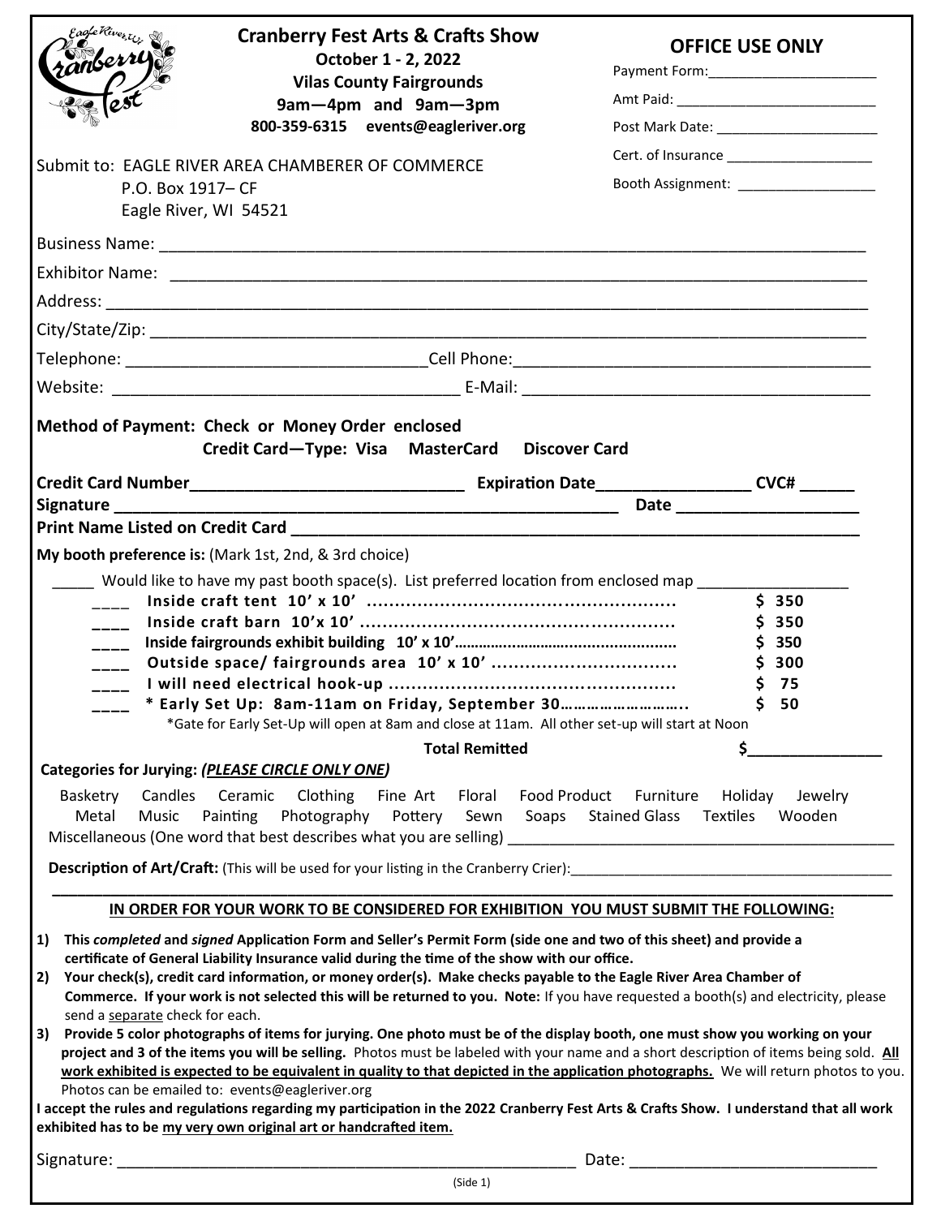# Cranberry Fest Arts & Crafts Show

**October 1 - 2, 2022**
**Vilas County Fairgrounds**
**9am—4pm and 9am—3pm**
**800-359-6315 events@eagleriver.org**

## OFFICE USE ONLY

Payment Form:______________________

Amt Paid: __________________________

Post Mark Date: _____________________

Cert. of Insurance ___________________

Booth Assignment: __________________

Submit to: EAGLE RIVER AREA CHAMBERER OF COMMERCE
P.O. Box 1917– CF
Eagle River, WI 54521

Business Name: ______________________________________________________________________________

Exhibitor Name: _____________________________________________________________________________

Address: ____________________________________________________________________________________

City/State/Zip: ______________________________________________________________________________

Telephone: _________________________________Cell Phone:_______________________________________

Website: _____________________________________ E-Mail: _____________________________________

**Method of Payment: Check or Money Order enclosed**
**Credit Card—Type: Visa MasterCard Discover Card**

**Credit Card Number______________________________ Expiration Date_________________ CVC# ______**

**Signature ________________________________________________________ Date ____________________**

**Print Name Listed on Credit Card _____________________________________________________________**

**My booth preference is:** (Mark 1st, 2nd, & 3rd choice)

_____ Would like to have my past booth space(s). List preferred location from enclosed map _________________

| | | |
|---|---|---|
| ____ | **Inside craft tent 10' x 10'** | **$ 350** |
| ____ | **Inside craft barn 10'x 10'** | **$ 350** |
| ____ | **Inside fairgrounds exhibit building 10' x 10'** | **$ 350** |
| ____ | **Outside space/ fairgrounds area 10' x 10'** | **$ 300** |
| ____ | **I will need electrical hook-up** | **$ 75** |
| ____ | **\* Early Set Up: 8am-11am on Friday, September 30** | **$ 50** |

\*Gate for Early Set-Up will open at 8am and close at 11am. All other set-up will start at Noon

**Total Remitted $_______________**

**Categories for Jurying:** ***PLEASE CIRCLE ONLY ONE***

Basketry Candles Ceramic Clothing Fine Art Floral Food Product Furniture Holiday Jewelry Metal Music Painting Photography Pottery Sewn Soaps Stained Glass Textiles Wooden

Miscellaneous (One word that best describes what you are selling) _____________________________________________

**Description of Art/Craft:** (This will be used for your listing in the Cranberry Crier):_________________________________________

**IN ORDER FOR YOUR WORK TO BE CONSIDERED FOR EXHIBITION YOU MUST SUBMIT THE FOLLOWING:**

1) **This *completed* and *signed* Application Form and Seller's Permit Form (side one and two of this sheet) and provide a certificate of General Liability Insurance valid during the time of the show with our office.**
2) **Your check(s), credit card information, or money order(s). Make checks payable to the Eagle River Area Chamber of Commerce. If your work is not selected this will be returned to you. Note:** If you have requested a booth(s) and electricity, please send a separate check for each.
3) **Provide 5 color photographs of items for jurying. One photo must be of the display booth, one must show you working on your project and 3 of the items you will be selling.** Photos must be labeled with your name and a short description of items being sold. **All work exhibited is expected to be equivalent in quality to that depicted in the application photographs.** We will return photos to you. Photos can be emailed to: events@eagleriver.org

**I accept the rules and regulations regarding my participation in the 2022 Cranberry Fest Arts & Crafts Show. I understand that all work exhibited has to be my very own original art or handcrafted item.**

Signature: ___________________________________________________ Date: ___________________________

(Side 1)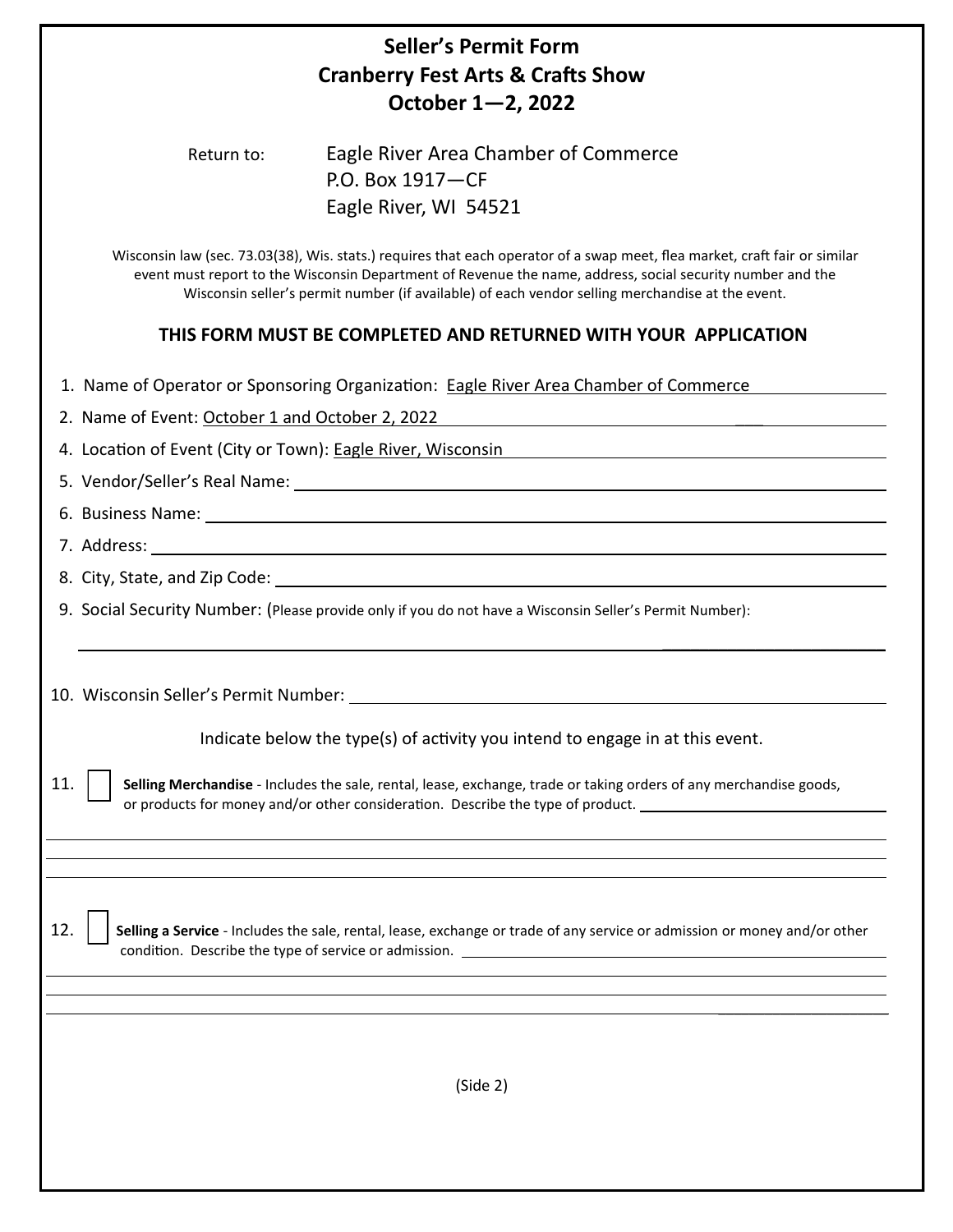# Seller's Permit Form
# Cranberry Fest Arts & Crafts Show
# October 1—2, 2022

Return to: Eagle River Area Chamber of Commerce
P.O. Box 1917—CF
Eagle River, WI 54521

Wisconsin law (sec. 73.03(38), Wis. stats.) requires that each operator of a swap meet, flea market, craft fair or similar event must report to the Wisconsin Department of Revenue the name, address, social security number and the Wisconsin seller's permit number (if available) of each vendor selling merchandise at the event.

**THIS FORM MUST BE COMPLETED AND RETURNED WITH YOUR APPLICATION**

1. Name of Operator or Sponsoring Organization: Eagle River Area Chamber of Commerce
2. Name of Event: October 1 and October 2, 2022 ___
4. Location of Event (City or Town): Eagle River, Wisconsin
5. Vendor/Seller's Real Name: ____________________
6. Business Name: ____________________
7. Address: ____________________
8. City, State, and Zip Code: ____________________
9. Social Security Number: (Please provide only if you do not have a Wisconsin Seller's Permit Number):

____________________

10. Wisconsin Seller's Permit Number: ____________________

Indicate below the type(s) of activity you intend to engage in at this event.

11. ☐ **Selling Merchandise** - Includes the sale, rental, lease, exchange, trade or taking orders of any merchandise goods, or products for money and/or other consideration. Describe the type of product. ____________________

____________________

____________________

12. ☐ **Selling a Service** - Includes the sale, rental, lease, exchange or trade of any service or admission or money and/or other condition. Describe the type of service or admission. ____________________

____________________

____________________

(Side 2)